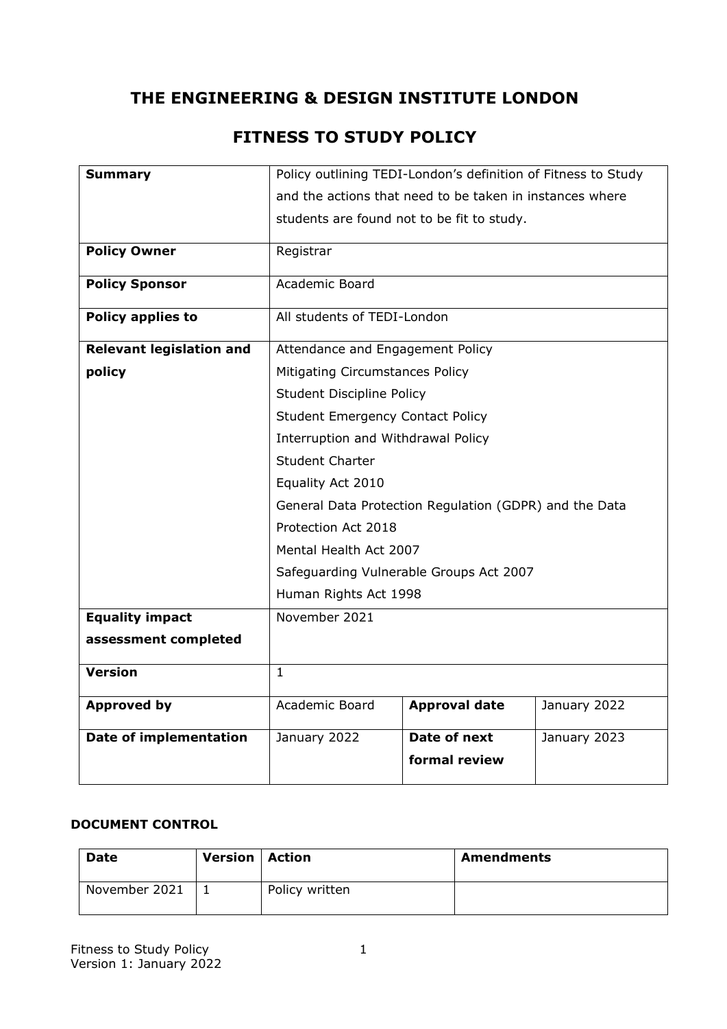# THE ENGINEERING & DESIGN INSTITUTE LONDON

## FITNESS TO STUDY POLICY

| **Summary** | Policy outlining TEDI-London's definition of Fitness to Study and the actions that need to be taken in instances where students are found not to be fit to study. | | |
|---|---|---|---|
| **Policy Owner** | Registrar | | |
| **Policy Sponsor** | Academic Board | | |
| **Policy applies to** | All students of TEDI-London | | |
| **Relevant legislation and policy** | Attendance and Engagement Policy<br>Mitigating Circumstances Policy<br>Student Discipline Policy<br>Student Emergency Contact Policy<br>Interruption and Withdrawal Policy<br>Student Charter<br>Equality Act 2010<br>General Data Protection Regulation (GDPR) and the Data Protection Act 2018<br>Mental Health Act 2007<br>Safeguarding Vulnerable Groups Act 2007<br>Human Rights Act 1998 | | |
| **Equality impact assessment completed** | November 2021 | | |
| **Version** | 1 | | |
| **Approved by** | Academic Board | **Approval date** | January 2022 |
| **Date of implementation** | January 2022 | **Date of next formal review** | January 2023 |

**DOCUMENT CONTROL**

| **Date** | **Version** | **Action** | **Amendments** |
|---|---|---|---|
| November 2021 | 1 | Policy written | |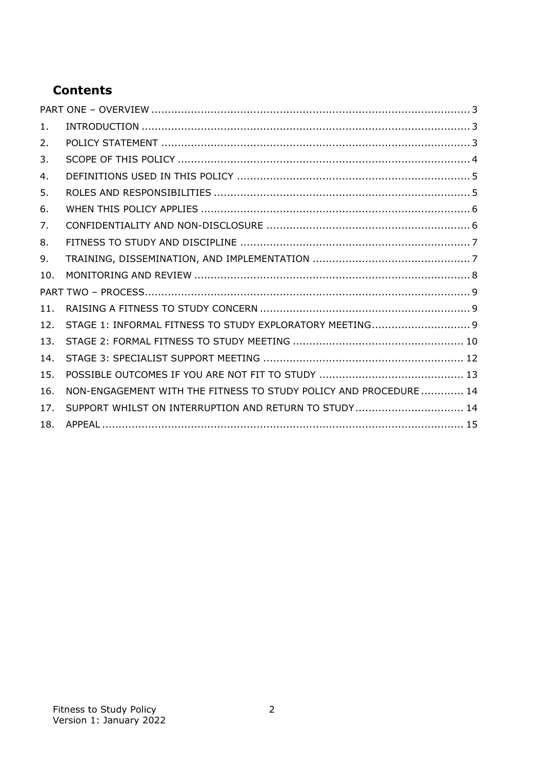## Contents

PART ONE – OVERVIEW ........................................................ 3

1. INTRODUCTION ........................................................ 3
2. POLICY STATEMENT ........................................................ 3
3. SCOPE OF THIS POLICY ........................................................ 4
4. DEFINITIONS USED IN THIS POLICY ........................................................ 5
5. ROLES AND RESPONSIBILITIES ........................................................ 5
6. WHEN THIS POLICY APPLIES ........................................................ 6
7. CONFIDENTIALITY AND NON-DISCLOSURE ........................................................ 6
8. FITNESS TO STUDY AND DISCIPLINE ........................................................ 7
9. TRAINING, DISSEMINATION, AND IMPLEMENTATION ........................................................ 7
10. MONITORING AND REVIEW ........................................................ 8

PART TWO – PROCESS ........................................................ 9

11. RAISING A FITNESS TO STUDY CONCERN ........................................................ 9
12. STAGE 1: INFORMAL FITNESS TO STUDY EXPLORATORY MEETING ........................................................ 9
13. STAGE 2: FORMAL FITNESS TO STUDY MEETING ........................................................ 10
14. STAGE 3: SPECIALIST SUPPORT MEETING ........................................................ 12
15. POSSIBLE OUTCOMES IF YOU ARE NOT FIT TO STUDY ........................................................ 13
16. NON-ENGAGEMENT WITH THE FITNESS TO STUDY POLICY AND PROCEDURE ........................................................ 14
17. SUPPORT WHILST ON INTERRUPTION AND RETURN TO STUDY ........................................................ 14
18. APPEAL ........................................................ 15

Fitness to Study Policy
Version 1: January 2022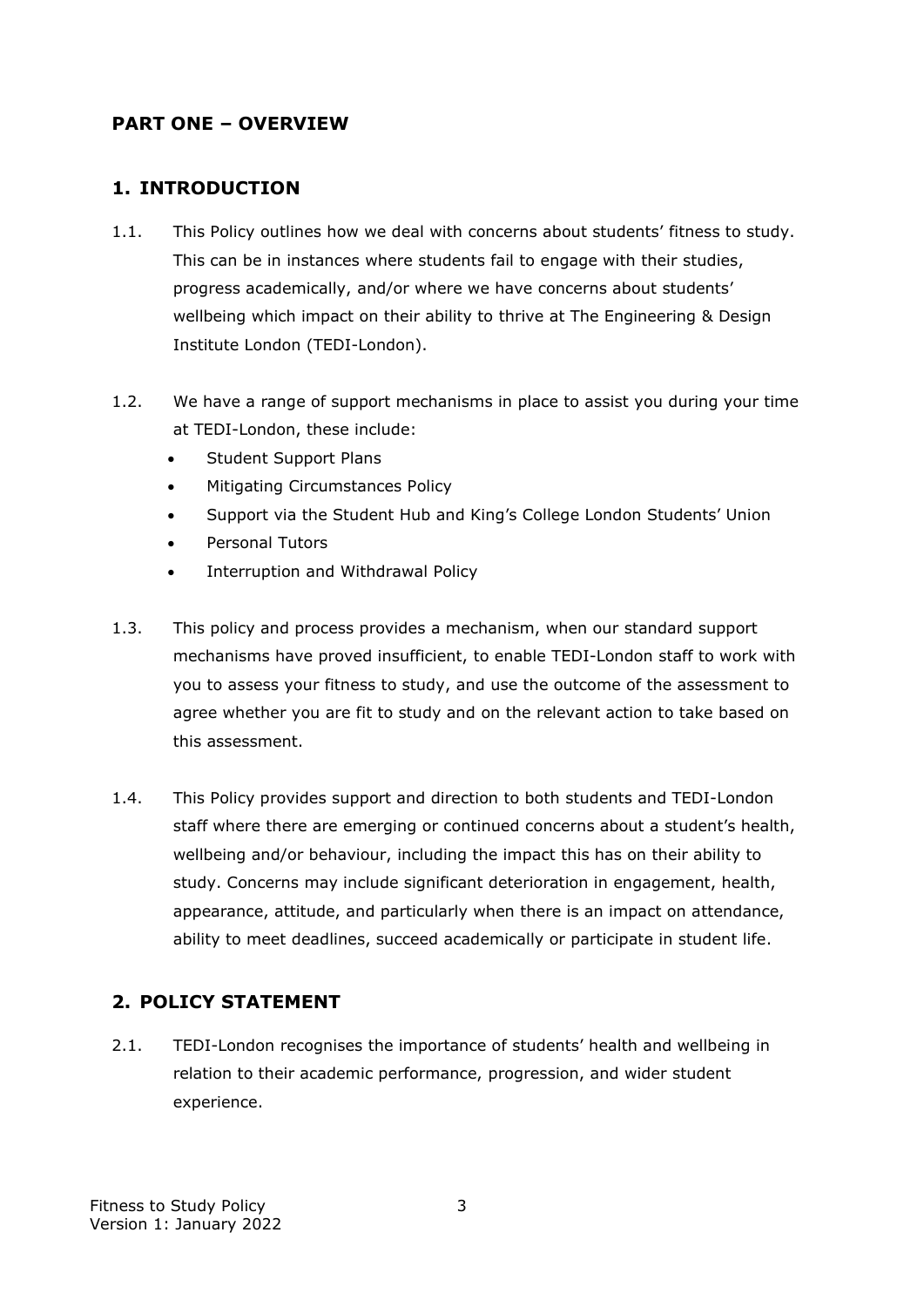## PART ONE – OVERVIEW

## 1. INTRODUCTION

1.1. This Policy outlines how we deal with concerns about students' fitness to study. This can be in instances where students fail to engage with their studies, progress academically, and/or where we have concerns about students' wellbeing which impact on their ability to thrive at The Engineering & Design Institute London (TEDI-London).

1.2. We have a range of support mechanisms in place to assist you during your time at TEDI-London, these include:

- Student Support Plans
- Mitigating Circumstances Policy
- Support via the Student Hub and King's College London Students' Union
- Personal Tutors
- Interruption and Withdrawal Policy

1.3. This policy and process provides a mechanism, when our standard support mechanisms have proved insufficient, to enable TEDI-London staff to work with you to assess your fitness to study, and use the outcome of the assessment to agree whether you are fit to study and on the relevant action to take based on this assessment.

1.4. This Policy provides support and direction to both students and TEDI-London staff where there are emerging or continued concerns about a student's health, wellbeing and/or behaviour, including the impact this has on their ability to study. Concerns may include significant deterioration in engagement, health, appearance, attitude, and particularly when there is an impact on attendance, ability to meet deadlines, succeed academically or participate in student life.

## 2. POLICY STATEMENT

2.1. TEDI-London recognises the importance of students' health and wellbeing in relation to their academic performance, progression, and wider student experience.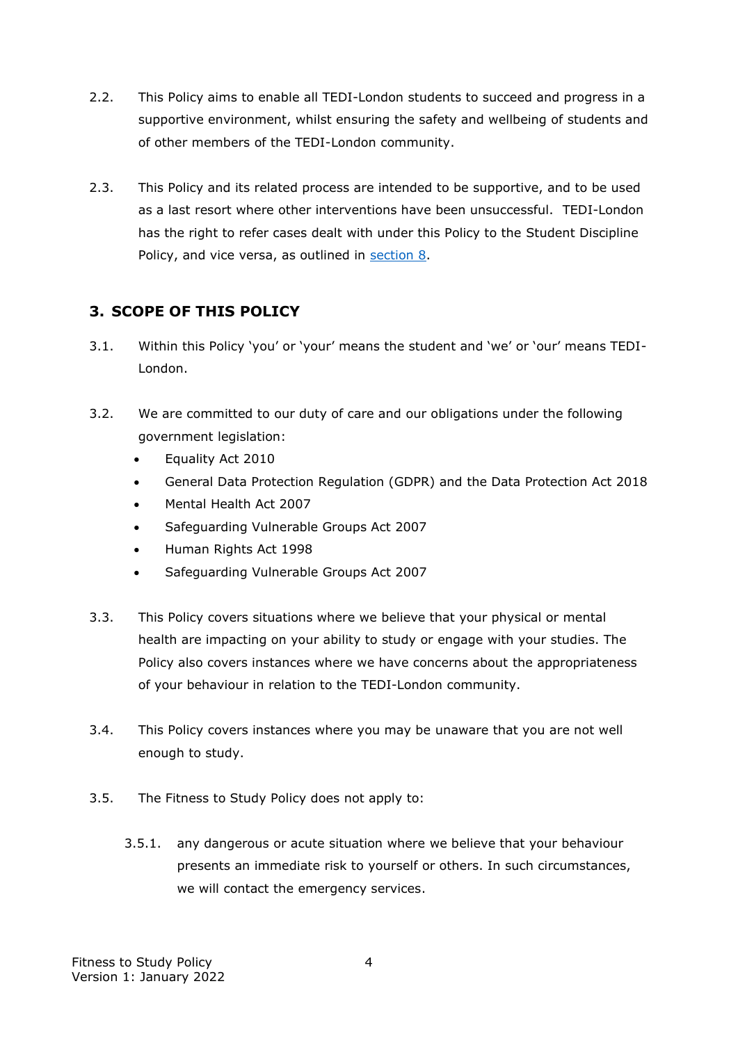2.2. This Policy aims to enable all TEDI-London students to succeed and progress in a supportive environment, whilst ensuring the safety and wellbeing of students and of other members of the TEDI-London community.

2.3. This Policy and its related process are intended to be supportive, and to be used as a last resort where other interventions have been unsuccessful. TEDI-London has the right to refer cases dealt with under this Policy to the Student Discipline Policy, and vice versa, as outlined in [section 8](#).

## 3. SCOPE OF THIS POLICY

3.1. Within this Policy 'you' or 'your' means the student and 'we' or 'our' means TEDI-London.

3.2. We are committed to our duty of care and our obligations under the following government legislation:

- Equality Act 2010
- General Data Protection Regulation (GDPR) and the Data Protection Act 2018
- Mental Health Act 2007
- Safeguarding Vulnerable Groups Act 2007
- Human Rights Act 1998
- Safeguarding Vulnerable Groups Act 2007

3.3. This Policy covers situations where we believe that your physical or mental health are impacting on your ability to study or engage with your studies. The Policy also covers instances where we have concerns about the appropriateness of your behaviour in relation to the TEDI-London community.

3.4. This Policy covers instances where you may be unaware that you are not well enough to study.

3.5. The Fitness to Study Policy does not apply to:

3.5.1. any dangerous or acute situation where we believe that your behaviour presents an immediate risk to yourself or others. In such circumstances, we will contact the emergency services.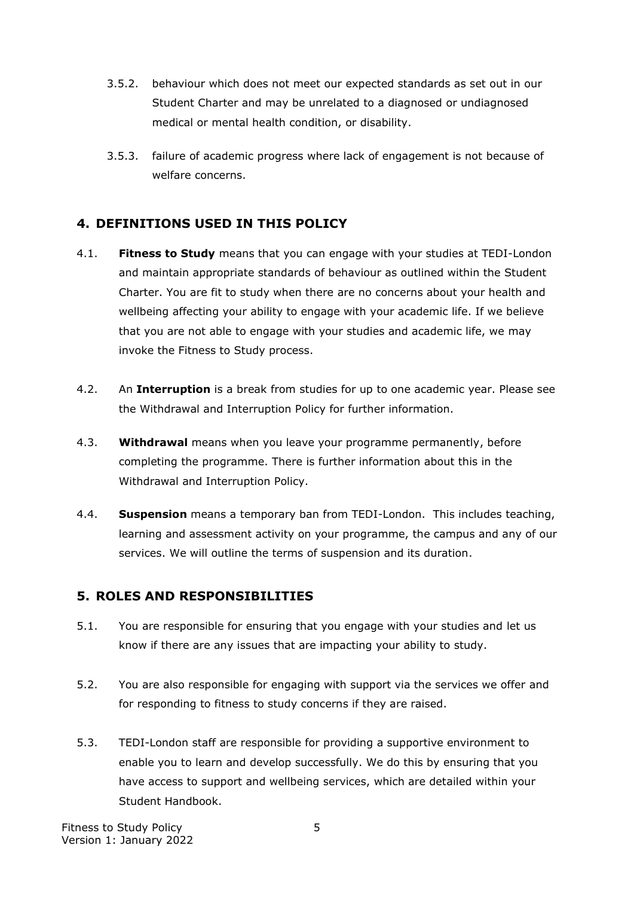3.5.2. behaviour which does not meet our expected standards as set out in our Student Charter and may be unrelated to a diagnosed or undiagnosed medical or mental health condition, or disability.

3.5.3. failure of academic progress where lack of engagement is not because of welfare concerns.

## 4. DEFINITIONS USED IN THIS POLICY

4.1. **Fitness to Study** means that you can engage with your studies at TEDI-London and maintain appropriate standards of behaviour as outlined within the Student Charter. You are fit to study when there are no concerns about your health and wellbeing affecting your ability to engage with your academic life. If we believe that you are not able to engage with your studies and academic life, we may invoke the Fitness to Study process.

4.2. An **Interruption** is a break from studies for up to one academic year. Please see the Withdrawal and Interruption Policy for further information.

4.3. **Withdrawal** means when you leave your programme permanently, before completing the programme. There is further information about this in the Withdrawal and Interruption Policy.

4.4. **Suspension** means a temporary ban from TEDI-London. This includes teaching, learning and assessment activity on your programme, the campus and any of our services. We will outline the terms of suspension and its duration.

## 5. ROLES AND RESPONSIBILITIES

5.1. You are responsible for ensuring that you engage with your studies and let us know if there are any issues that are impacting your ability to study.

5.2. You are also responsible for engaging with support via the services we offer and for responding to fitness to study concerns if they are raised.

5.3. TEDI-London staff are responsible for providing a supportive environment to enable you to learn and develop successfully. We do this by ensuring that you have access to support and wellbeing services, which are detailed within your Student Handbook.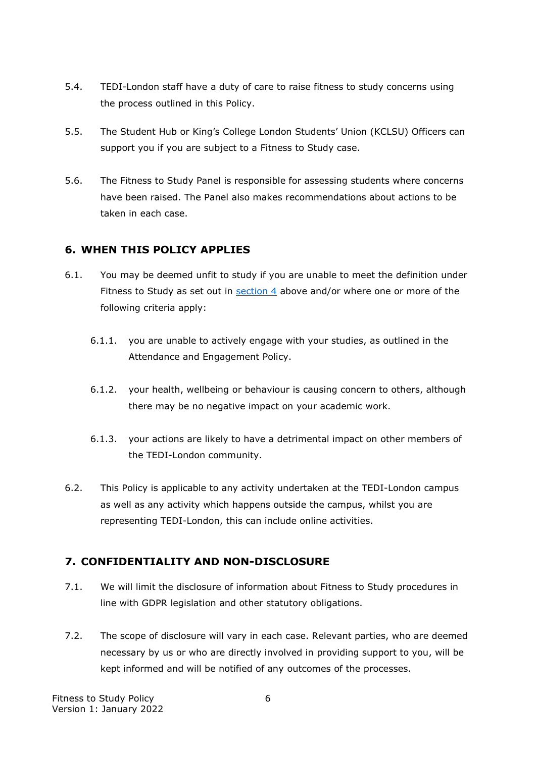5.4. TEDI-London staff have a duty of care to raise fitness to study concerns using the process outlined in this Policy.

5.5. The Student Hub or King's College London Students' Union (KCLSU) Officers can support you if you are subject to a Fitness to Study case.

5.6. The Fitness to Study Panel is responsible for assessing students where concerns have been raised. The Panel also makes recommendations about actions to be taken in each case.

## 6. WHEN THIS POLICY APPLIES

6.1. You may be deemed unfit to study if you are unable to meet the definition under Fitness to Study as set out in section 4 above and/or where one or more of the following criteria apply:

  6.1.1. you are unable to actively engage with your studies, as outlined in the Attendance and Engagement Policy.

  6.1.2. your health, wellbeing or behaviour is causing concern to others, although there may be no negative impact on your academic work.

  6.1.3. your actions are likely to have a detrimental impact on other members of the TEDI-London community.

6.2. This Policy is applicable to any activity undertaken at the TEDI-London campus as well as any activity which happens outside the campus, whilst you are representing TEDI-London, this can include online activities.

## 7. CONFIDENTIALITY AND NON-DISCLOSURE

7.1. We will limit the disclosure of information about Fitness to Study procedures in line with GDPR legislation and other statutory obligations.

7.2. The scope of disclosure will vary in each case. Relevant parties, who are deemed necessary by us or who are directly involved in providing support to you, will be kept informed and will be notified of any outcomes of the processes.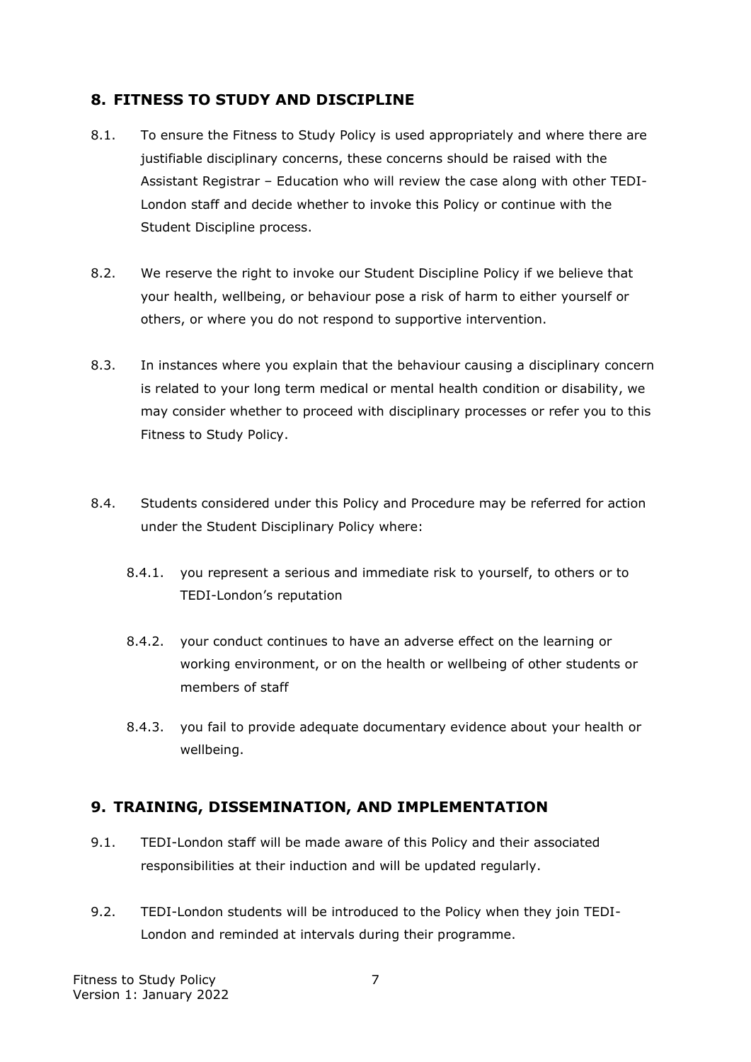## 8. FITNESS TO STUDY AND DISCIPLINE

8.1. To ensure the Fitness to Study Policy is used appropriately and where there are justifiable disciplinary concerns, these concerns should be raised with the Assistant Registrar – Education who will review the case along with other TEDI-London staff and decide whether to invoke this Policy or continue with the Student Discipline process.

8.2. We reserve the right to invoke our Student Discipline Policy if we believe that your health, wellbeing, or behaviour pose a risk of harm to either yourself or others, or where you do not respond to supportive intervention.

8.3. In instances where you explain that the behaviour causing a disciplinary concern is related to your long term medical or mental health condition or disability, we may consider whether to proceed with disciplinary processes or refer you to this Fitness to Study Policy.

8.4. Students considered under this Policy and Procedure may be referred for action under the Student Disciplinary Policy where:

- 8.4.1. you represent a serious and immediate risk to yourself, to others or to TEDI-London's reputation
- 8.4.2. your conduct continues to have an adverse effect on the learning or working environment, or on the health or wellbeing of other students or members of staff
- 8.4.3. you fail to provide adequate documentary evidence about your health or wellbeing.

## 9. TRAINING, DISSEMINATION, AND IMPLEMENTATION

9.1. TEDI-London staff will be made aware of this Policy and their associated responsibilities at their induction and will be updated regularly.

9.2. TEDI-London students will be introduced to the Policy when they join TEDI-London and reminded at intervals during their programme.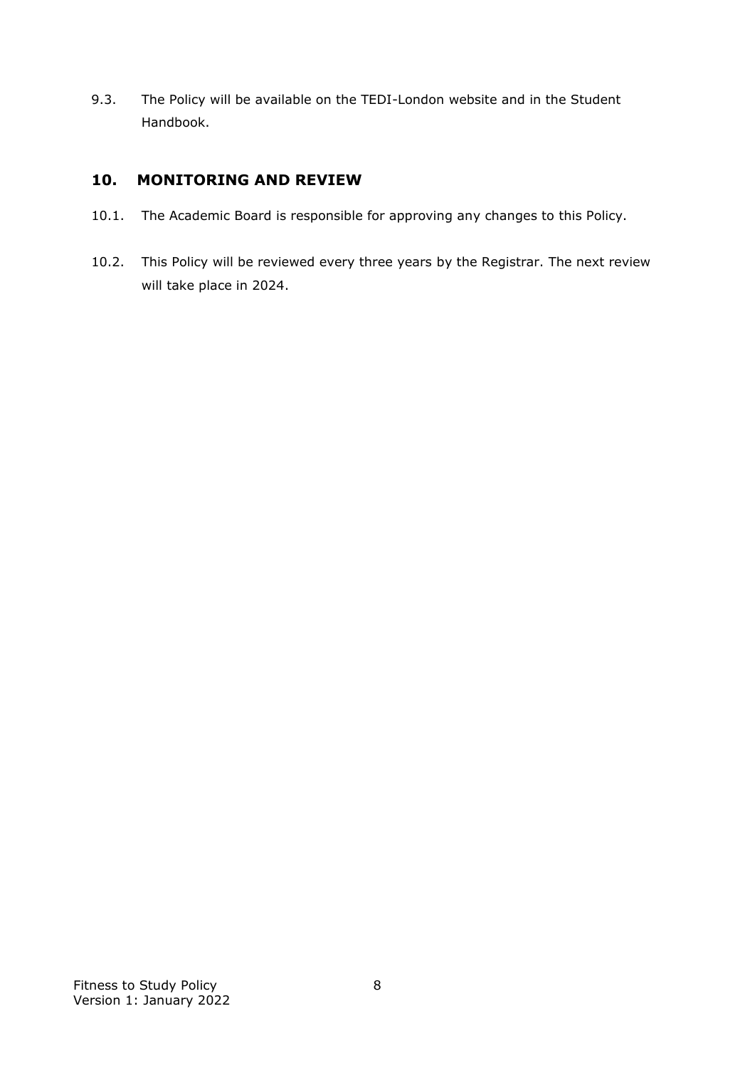9.3. The Policy will be available on the TEDI-London website and in the Student Handbook.

## 10. MONITORING AND REVIEW

10.1. The Academic Board is responsible for approving any changes to this Policy.

10.2. This Policy will be reviewed every three years by the Registrar. The next review will take place in 2024.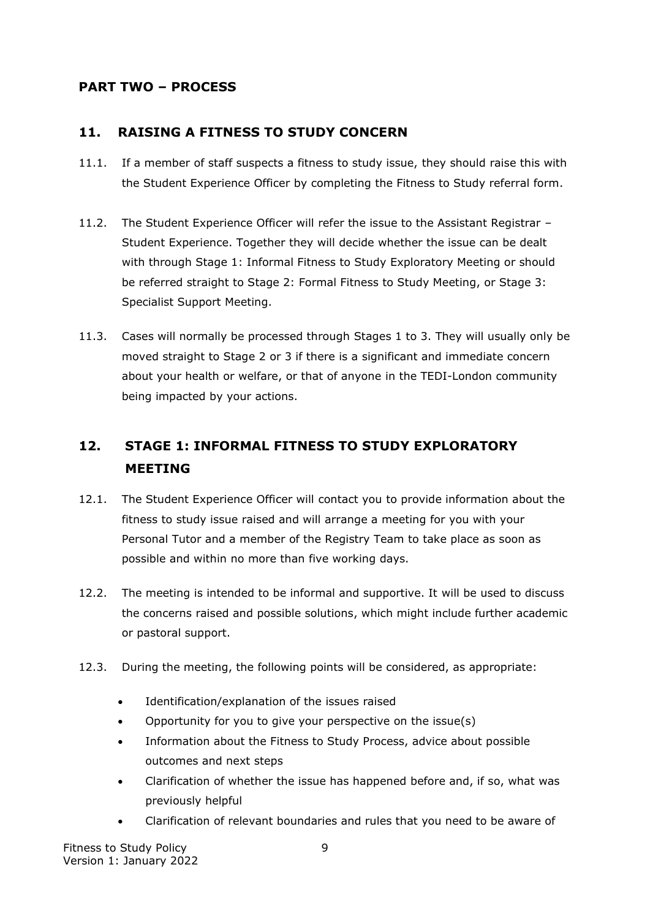## PART TWO – PROCESS

### 11. RAISING A FITNESS TO STUDY CONCERN

11.1. If a member of staff suspects a fitness to study issue, they should raise this with the Student Experience Officer by completing the Fitness to Study referral form.

11.2. The Student Experience Officer will refer the issue to the Assistant Registrar – Student Experience. Together they will decide whether the issue can be dealt with through Stage 1: Informal Fitness to Study Exploratory Meeting or should be referred straight to Stage 2: Formal Fitness to Study Meeting, or Stage 3: Specialist Support Meeting.

11.3. Cases will normally be processed through Stages 1 to 3. They will usually only be moved straight to Stage 2 or 3 if there is a significant and immediate concern about your health or welfare, or that of anyone in the TEDI-London community being impacted by your actions.

### 12. STAGE 1: INFORMAL FITNESS TO STUDY EXPLORATORY MEETING

12.1. The Student Experience Officer will contact you to provide information about the fitness to study issue raised and will arrange a meeting for you with your Personal Tutor and a member of the Registry Team to take place as soon as possible and within no more than five working days.

12.2. The meeting is intended to be informal and supportive. It will be used to discuss the concerns raised and possible solutions, which might include further academic or pastoral support.

12.3. During the meeting, the following points will be considered, as appropriate:

- Identification/explanation of the issues raised
- Opportunity for you to give your perspective on the issue(s)
- Information about the Fitness to Study Process, advice about possible outcomes and next steps
- Clarification of whether the issue has happened before and, if so, what was previously helpful
- Clarification of relevant boundaries and rules that you need to be aware of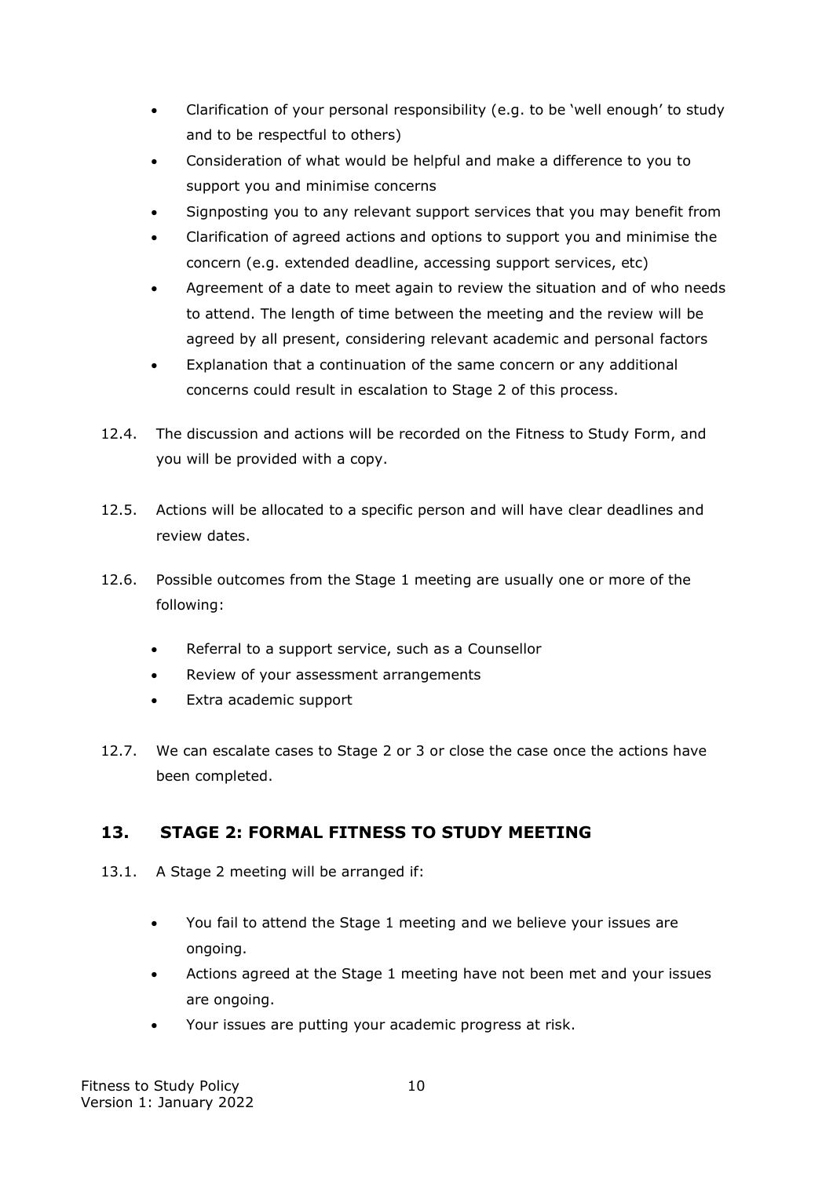- Clarification of your personal responsibility (e.g. to be 'well enough' to study and to be respectful to others)
- Consideration of what would be helpful and make a difference to you to support you and minimise concerns
- Signposting you to any relevant support services that you may benefit from
- Clarification of agreed actions and options to support you and minimise the concern (e.g. extended deadline, accessing support services, etc)
- Agreement of a date to meet again to review the situation and of who needs to attend. The length of time between the meeting and the review will be agreed by all present, considering relevant academic and personal factors
- Explanation that a continuation of the same concern or any additional concerns could result in escalation to Stage 2 of this process.

12.4. The discussion and actions will be recorded on the Fitness to Study Form, and you will be provided with a copy.

12.5. Actions will be allocated to a specific person and will have clear deadlines and review dates.

12.6. Possible outcomes from the Stage 1 meeting are usually one or more of the following:

- Referral to a support service, such as a Counsellor
- Review of your assessment arrangements
- Extra academic support

12.7. We can escalate cases to Stage 2 or 3 or close the case once the actions have been completed.

## 13. STAGE 2: FORMAL FITNESS TO STUDY MEETING

13.1. A Stage 2 meeting will be arranged if:

- You fail to attend the Stage 1 meeting and we believe your issues are ongoing.
- Actions agreed at the Stage 1 meeting have not been met and your issues are ongoing.
- Your issues are putting your academic progress at risk.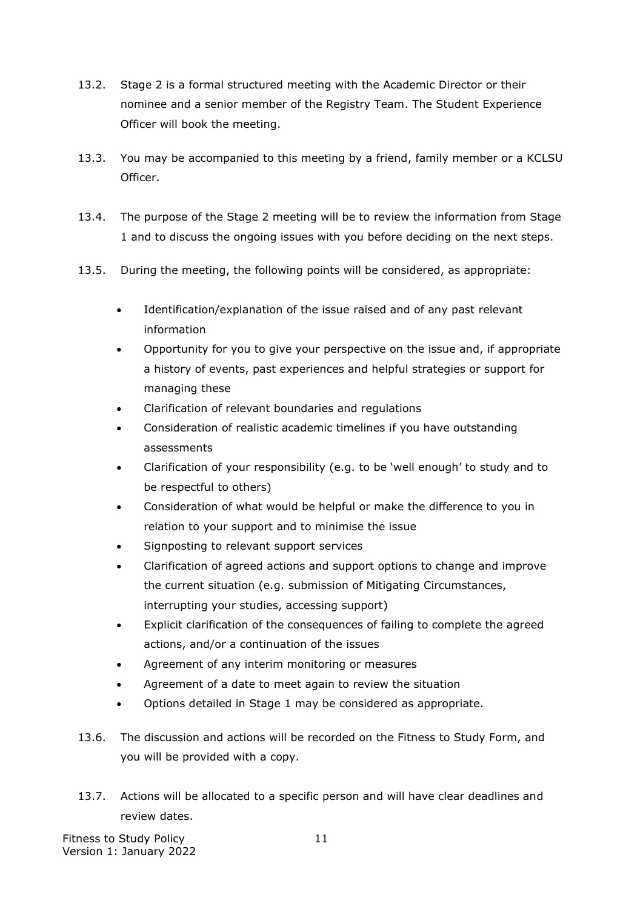13.2. Stage 2 is a formal structured meeting with the Academic Director or their nominee and a senior member of the Registry Team. The Student Experience Officer will book the meeting.

13.3. You may be accompanied to this meeting by a friend, family member or a KCLSU Officer.

13.4. The purpose of the Stage 2 meeting will be to review the information from Stage 1 and to discuss the ongoing issues with you before deciding on the next steps.

13.5. During the meeting, the following points will be considered, as appropriate:

- Identification/explanation of the issue raised and of any past relevant information
- Opportunity for you to give your perspective on the issue and, if appropriate a history of events, past experiences and helpful strategies or support for managing these
- Clarification of relevant boundaries and regulations
- Consideration of realistic academic timelines if you have outstanding assessments
- Clarification of your responsibility (e.g. to be 'well enough' to study and to be respectful to others)
- Consideration of what would be helpful or make the difference to you in relation to your support and to minimise the issue
- Signposting to relevant support services
- Clarification of agreed actions and support options to change and improve the current situation (e.g. submission of Mitigating Circumstances, interrupting your studies, accessing support)
- Explicit clarification of the consequences of failing to complete the agreed actions, and/or a continuation of the issues
- Agreement of any interim monitoring or measures
- Agreement of a date to meet again to review the situation
- Options detailed in Stage 1 may be considered as appropriate.

13.6. The discussion and actions will be recorded on the Fitness to Study Form, and you will be provided with a copy.

13.7. Actions will be allocated to a specific person and will have clear deadlines and review dates.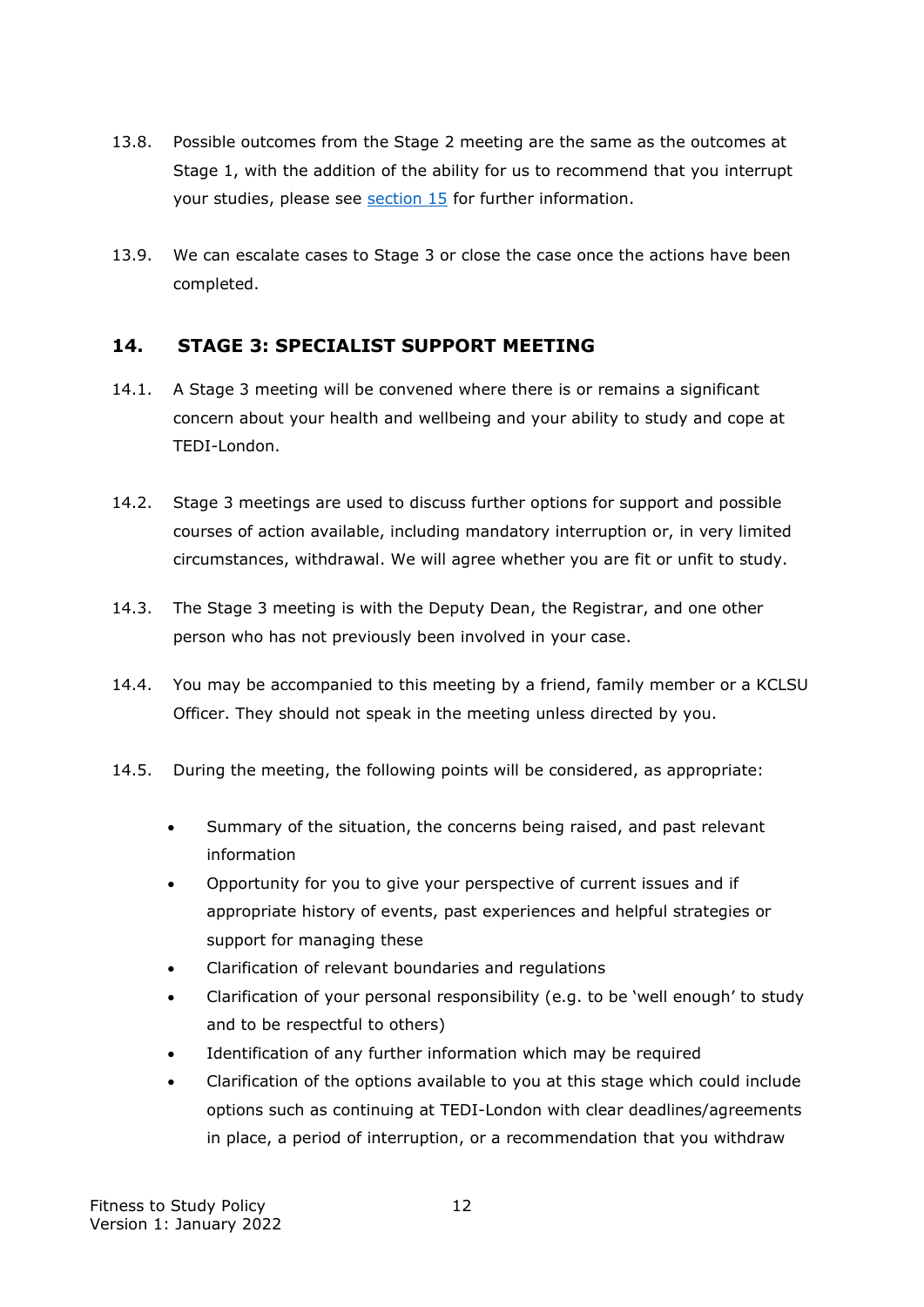13.8. Possible outcomes from the Stage 2 meeting are the same as the outcomes at Stage 1, with the addition of the ability for us to recommend that you interrupt your studies, please see [section 15](#) for further information.

13.9. We can escalate cases to Stage 3 or close the case once the actions have been completed.

## 14. STAGE 3: SPECIALIST SUPPORT MEETING

14.1. A Stage 3 meeting will be convened where there is or remains a significant concern about your health and wellbeing and your ability to study and cope at TEDI-London.

14.2. Stage 3 meetings are used to discuss further options for support and possible courses of action available, including mandatory interruption or, in very limited circumstances, withdrawal. We will agree whether you are fit or unfit to study.

14.3. The Stage 3 meeting is with the Deputy Dean, the Registrar, and one other person who has not previously been involved in your case.

14.4. You may be accompanied to this meeting by a friend, family member or a KCLSU Officer. They should not speak in the meeting unless directed by you.

14.5. During the meeting, the following points will be considered, as appropriate:

- Summary of the situation, the concerns being raised, and past relevant information
- Opportunity for you to give your perspective of current issues and if appropriate history of events, past experiences and helpful strategies or support for managing these
- Clarification of relevant boundaries and regulations
- Clarification of your personal responsibility (e.g. to be 'well enough' to study and to be respectful to others)
- Identification of any further information which may be required
- Clarification of the options available to you at this stage which could include options such as continuing at TEDI-London with clear deadlines/agreements in place, a period of interruption, or a recommendation that you withdraw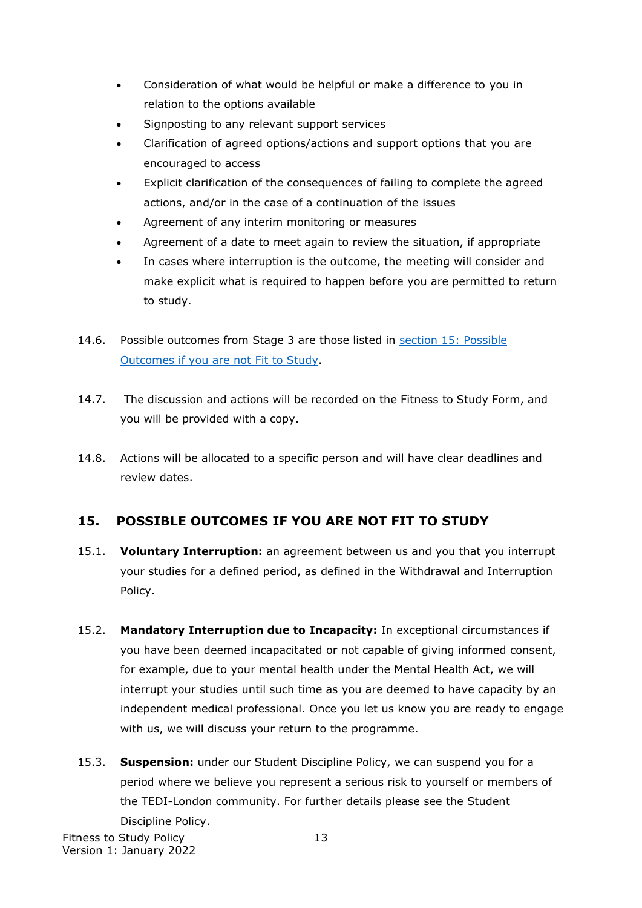- Consideration of what would be helpful or make a difference to you in relation to the options available
- Signposting to any relevant support services
- Clarification of agreed options/actions and support options that you are encouraged to access
- Explicit clarification of the consequences of failing to complete the agreed actions, and/or in the case of a continuation of the issues
- Agreement of any interim monitoring or measures
- Agreement of a date to meet again to review the situation, if appropriate
- In cases where interruption is the outcome, the meeting will consider and make explicit what is required to happen before you are permitted to return to study.

14.6. Possible outcomes from Stage 3 are those listed in [section 15: Possible Outcomes if you are not Fit to Study](#).

14.7. The discussion and actions will be recorded on the Fitness to Study Form, and you will be provided with a copy.

14.8. Actions will be allocated to a specific person and will have clear deadlines and review dates.

## 15. POSSIBLE OUTCOMES IF YOU ARE NOT FIT TO STUDY

15.1. **Voluntary Interruption:** an agreement between us and you that you interrupt your studies for a defined period, as defined in the Withdrawal and Interruption Policy.

15.2. **Mandatory Interruption due to Incapacity:** In exceptional circumstances if you have been deemed incapacitated or not capable of giving informed consent, for example, due to your mental health under the Mental Health Act, we will interrupt your studies until such time as you are deemed to have capacity by an independent medical professional. Once you let us know you are ready to engage with us, we will discuss your return to the programme.

15.3. **Suspension:** under our Student Discipline Policy, we can suspend you for a period where we believe you represent a serious risk to yourself or members of the TEDI-London community. For further details please see the Student Discipline Policy.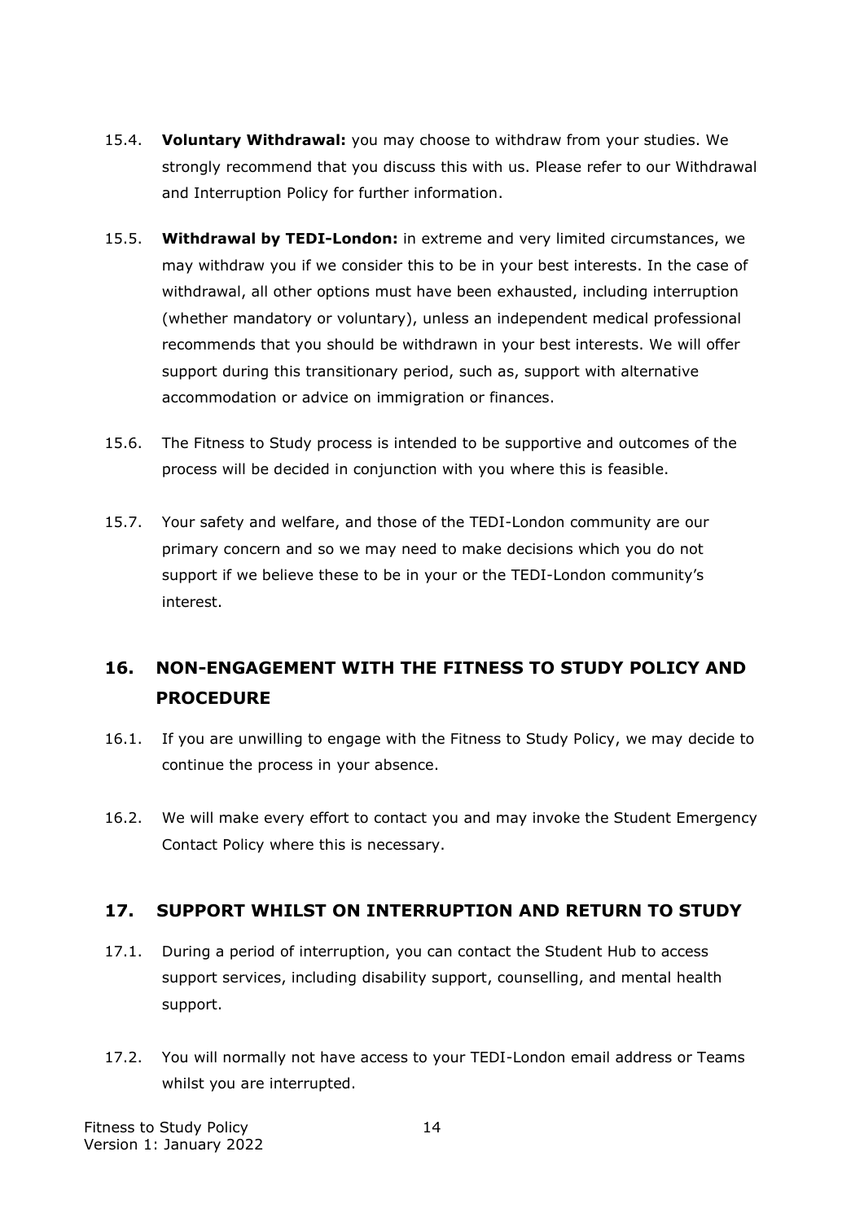15.4. **Voluntary Withdrawal:** you may choose to withdraw from your studies. We strongly recommend that you discuss this with us. Please refer to our Withdrawal and Interruption Policy for further information.

15.5. **Withdrawal by TEDI-London:** in extreme and very limited circumstances, we may withdraw you if we consider this to be in your best interests. In the case of withdrawal, all other options must have been exhausted, including interruption (whether mandatory or voluntary), unless an independent medical professional recommends that you should be withdrawn in your best interests. We will offer support during this transitionary period, such as, support with alternative accommodation or advice on immigration or finances.

15.6. The Fitness to Study process is intended to be supportive and outcomes of the process will be decided in conjunction with you where this is feasible.

15.7. Your safety and welfare, and those of the TEDI-London community are our primary concern and so we may need to make decisions which you do not support if we believe these to be in your or the TEDI-London community's interest.

## 16. NON-ENGAGEMENT WITH THE FITNESS TO STUDY POLICY AND PROCEDURE

16.1. If you are unwilling to engage with the Fitness to Study Policy, we may decide to continue the process in your absence.

16.2. We will make every effort to contact you and may invoke the Student Emergency Contact Policy where this is necessary.

## 17. SUPPORT WHILST ON INTERRUPTION AND RETURN TO STUDY

17.1. During a period of interruption, you can contact the Student Hub to access support services, including disability support, counselling, and mental health support.

17.2. You will normally not have access to your TEDI-London email address or Teams whilst you are interrupted.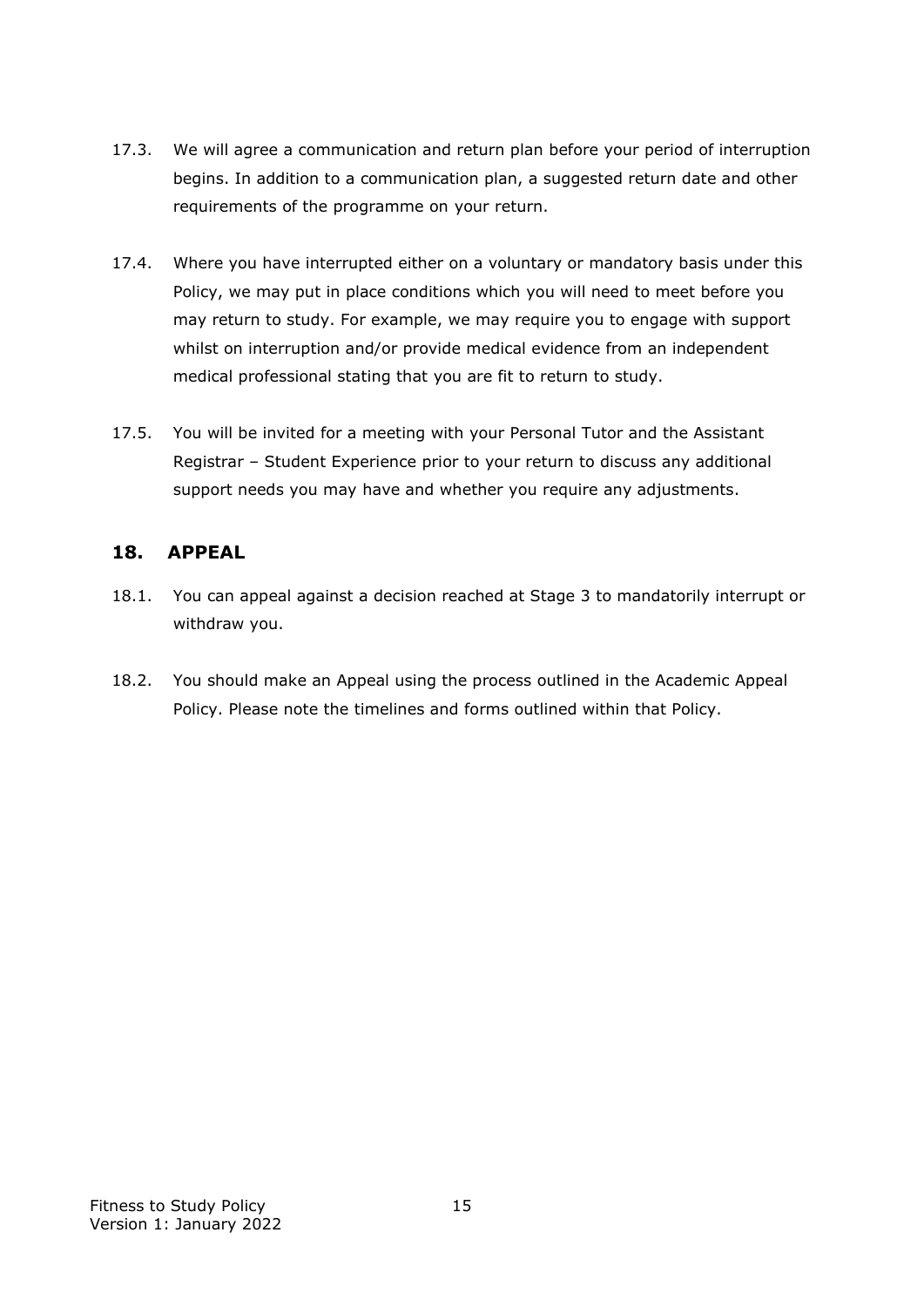17.3. We will agree a communication and return plan before your period of interruption begins. In addition to a communication plan, a suggested return date and other requirements of the programme on your return.

17.4. Where you have interrupted either on a voluntary or mandatory basis under this Policy, we may put in place conditions which you will need to meet before you may return to study. For example, we may require you to engage with support whilst on interruption and/or provide medical evidence from an independent medical professional stating that you are fit to return to study.

17.5. You will be invited for a meeting with your Personal Tutor and the Assistant Registrar – Student Experience prior to your return to discuss any additional support needs you may have and whether you require any adjustments.

## 18. APPEAL

18.1. You can appeal against a decision reached at Stage 3 to mandatorily interrupt or withdraw you.

18.2. You should make an Appeal using the process outlined in the Academic Appeal Policy. Please note the timelines and forms outlined within that Policy.